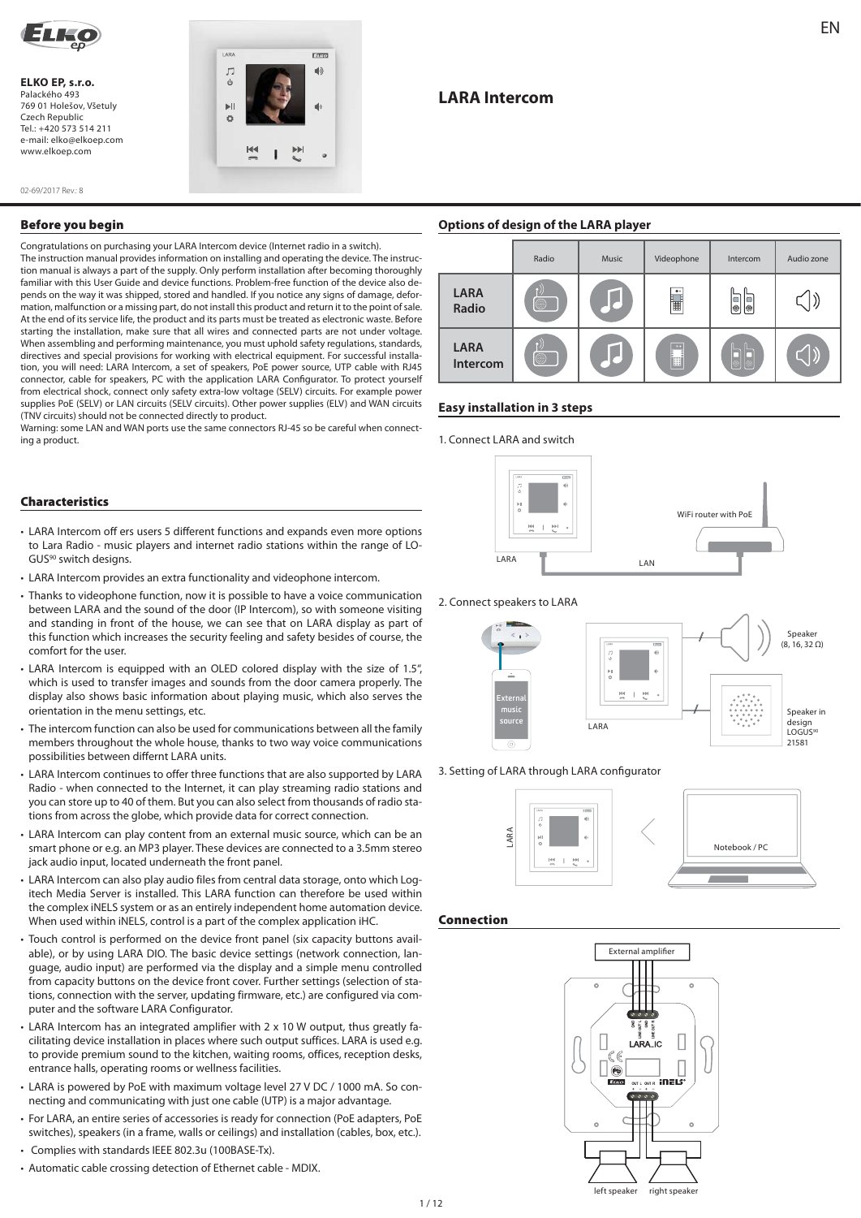EN

**ELKO EP, s.r.o.**
Palackého 493
769 01 Holešov, Všetuly
Czech Republic
Tel.: +420 573 514 211
e-mail: elko@elkoep.com
www.elkoep.com

02-69/2017 Rev.: 8

# LARA Intercom

## Before you begin

Congratulations on purchasing your LARA Intercom device (Internet radio in a switch).
The instruction manual provides information on installing and operating the device. The instruction manual is always a part of the supply. Only perform installation after becoming thoroughly familiar with this User Guide and device functions. Problem-free function of the device also depends on the way it was shipped, stored and handled. If you notice any signs of damage, deformation, malfunction or a missing part, do not install this product and return it to the point of sale. At the end of its service life, the product and its parts must be treated as electronic waste. Before starting the installation, make sure that all wires and connected parts are not under voltage. When assembling and performing maintenance, you must uphold safety regulations, standards, directives and special provisions for working with electrical equipment. For successful installation, you will need: LARA Intercom, a set of speakers, PoE power source, UTP cable with RJ45 connector, cable for speakers, PC with the application LARA Configurator. To protect yourself from electrical shock, connect only safety extra-low voltage (SELV) circuits. For example power supplies PoE (SELV) or LAN circuits (SELV circuits). Other power supplies (ELV) and WAN circuits (TNV circuits) should not be connected directly to product.
Warning: some LAN and WAN ports use the same connectors RJ-45 so be careful when connecting a product.

## Characteristics

- LARA Intercom off ers users 5 different functions and expands even more options to Lara Radio - music players and internet radio stations within the range of LOGUS[90] switch designs.
- LARA Intercom provides an extra functionality and videophone intercom.
- Thanks to videophone function, now it is possible to have a voice communication between LARA and the sound of the door (IP Intercom), so with someone visiting and standing in front of the house, we can see that on LARA display as part of this function which increases the security feeling and safety besides of course, the comfort for the user.
- LARA Intercom is equipped with an OLED colored display with the size of 1.5", which is used to transfer images and sounds from the door camera properly. The display also shows basic information about playing music, which also serves the orientation in the menu settings, etc.
- The intercom function can also be used for communications between all the family members throughout the whole house, thanks to two way voice communications possibilities between differnt LARA units.
- LARA Intercom continues to offer three functions that are also supported by LARA Radio - when connected to the Internet, it can play streaming radio stations and you can store up to 40 of them. But you can also select from thousands of radio stations from across the globe, which provide data for correct connection.
- LARA Intercom can play content from an external music source, which can be an smart phone or e.g. an MP3 player. These devices are connected to a 3.5mm stereo jack audio input, located underneath the front panel.
- LARA Intercom can also play audio files from central data storage, onto which Logitech Media Server is installed. This LARA function can therefore be used within the complex iNELS system or as an entirely independent home automation device. When used within iNELS, control is a part of the complex application iHC.
- Touch control is performed on the device front panel (six capacity buttons available), or by using LARA DIO. The basic device settings (network connection, language, audio input) are performed via the display and a simple menu controlled from capacity buttons on the device front cover. Further settings (selection of stations, connection with the server, updating firmware, etc.) are configured via computer and the software LARA Configurator.
- LARA Intercom has an integrated amplifier with 2 x 10 W output, thus greatly facilitating device installation in places where such output suffices. LARA is used e.g. to provide premium sound to the kitchen, waiting rooms, offices, reception desks, entrance halls, operating rooms or wellness facilities.
- LARA is powered by PoE with maximum voltage level 27 V DC / 1000 mA. So connecting and communicating with just one cable (UTP) is a major advantage.
- For LARA, an entire series of accessories is ready for connection (PoE adapters, PoE switches), speakers (in a frame, walls or ceilings) and installation (cables, box, etc.).
- Complies with standards IEEE 802.3u (100BASE-Tx).
- Automatic cable crossing detection of Ethernet cable - MDIX.

## Options of design of the LARA player

| | Radio | Music | Videophone | Intercom | Audio zone |
|---|---|---|---|---|---|
| **LARA Radio** | | | | | |
| **LARA Intercom** | | | | | |

## Easy installation in 3 steps

1. Connect LARA and switch

LARA — LAN — WiFi router with PoE

2. Connect speakers to LARA

External music source — LARA — Speaker (8, 16, 32 Ω); Speaker in design LOGUS[90] 21581

3. Setting of LARA through LARA configurator

LARA — Notebook / PC

## Connection

External amplifier

GND, LINE OUT L, GND, LINE OUT R — LARA_IC — OUT L, OUT R

left speaker    right speaker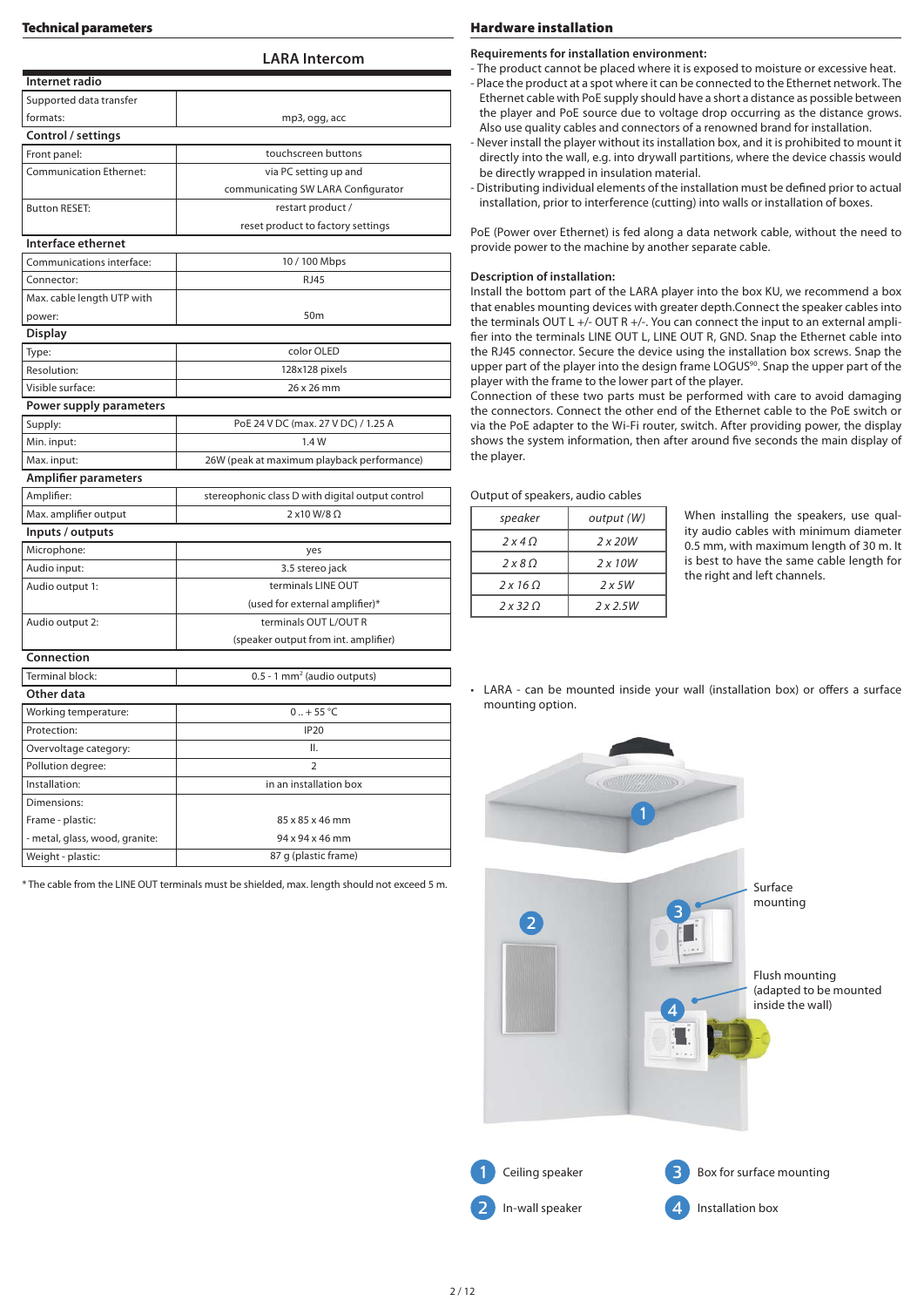## Technical parameters

| | LARA Intercom |
|---|---|
| **Internet radio** | |
| Supported data transfer formats: | mp3, ogg, acc |
| **Control / settings** | |
| Front panel: | touchscreen buttons |
| Communication Ethernet: | via PC setting up and communicating SW LARA Configurator |
| Button RESET: | restart product / reset product to factory settings |
| **Interface ethernet** | |
| Communications interface: | 10 / 100 Mbps |
| Connector: | RJ45 |
| Max. cable length UTP with power: | 50m |
| **Display** | |
| Type: | color OLED |
| Resolution: | 128x128 pixels |
| Visible surface: | 26 x 26 mm |
| **Power supply parameters** | |
| Supply: | PoE 24 V DC (max. 27 V DC) / 1.25 A |
| Min. input: | 1.4 W |
| Max. input: | 26W (peak at maximum playback performance) |
| **Amplifier parameters** | |
| Amplifier: | stereophonic class D with digital output control |
| Max. amplifier output | 2 x10 W/8 Ω |
| **Inputs / outputs** | |
| Microphone: | yes |
| Audio input: | 3.5 stereo jack |
| Audio output 1: | terminals LINE OUT (used for external amplifier)* |
| Audio output 2: | terminals OUT L/OUT R (speaker output from int. amplifier) |
| **Connection** | |
| Terminal block: | 0.5 - 1 mm² (audio outputs) |
| **Other data** | |
| Working temperature: | 0 .. + 55 °C |
| Protection: | IP20 |
| Overvoltage category: | II. |
| Pollution degree: | 2 |
| Installation: | in an installation box |
| Dimensions: | |
| Frame - plastic: | 85 x 85 x 46 mm |
| - metal, glass, wood, granite: | 94 x 94 x 46 mm |
| Weight - plastic: | 87 g (plastic frame) |

* The cable from the LINE OUT terminals must be shielded, max. length should not exceed 5 m.

## Hardware installation

**Requirements for installation environment:**

- The product cannot be placed where it is exposed to moisture or excessive heat.
- Place the product at a spot where it can be connected to the Ethernet network. The Ethernet cable with PoE supply should have a short a distance as possible between the player and PoE source due to voltage drop occurring as the distance grows. Also use quality cables and connectors of a renowned brand for installation.
- Never install the player without its installation box, and it is prohibited to mount it directly into the wall, e.g. into drywall partitions, where the device chassis would be directly wrapped in insulation material.
- Distributing individual elements of the installation must be defined prior to actual installation, prior to interference (cutting) into walls or installation of boxes.

PoE (Power over Ethernet) is fed along a data network cable, without the need to provide power to the machine by another separate cable.

**Description of installation:**

Install the bottom part of the LARA player into the box KU, we recommend a box that enables mounting devices with greater depth.Connect the speaker cables into the terminals OUT L +/- OUT R +/-. You can connect the input to an external amplifier into the terminals LINE OUT L, LINE OUT R, GND. Snap the Ethernet cable into the RJ45 connector. Secure the device using the installation box screws. Snap the upper part of the player into the design frame LOGUS⁹⁰. Snap the upper part of the player with the frame to the lower part of the player.
Connection of these two parts must be performed with care to avoid damaging the connectors. Connect the other end of the Ethernet cable to the PoE switch or via the PoE adapter to the Wi-Fi router, switch. After providing power, the display shows the system information, then after around five seconds the main display of the player.

Output of speakers, audio cables

| *speaker* | *output (W)* |
|---|---|
| *2 x 4 Ω* | *2 x 20W* |
| *2 x 8 Ω* | *2 x 10W* |
| *2 x 16 Ω* | *2 x 5W* |
| *2 x 32 Ω* | *2 x 2.5W* |

When installing the speakers, use quality audio cables with minimum diameter 0.5 mm, with maximum length of 30 m. It is best to have the same cable length for the right and left channels.

- LARA - can be mounted inside your wall (installation box) or offers a surface mounting option.

Surface mounting

Flush mounting (adapted to be mounted inside the wall)

1. Ceiling speaker
2. In-wall speaker
3. Box for surface mounting
4. Installation box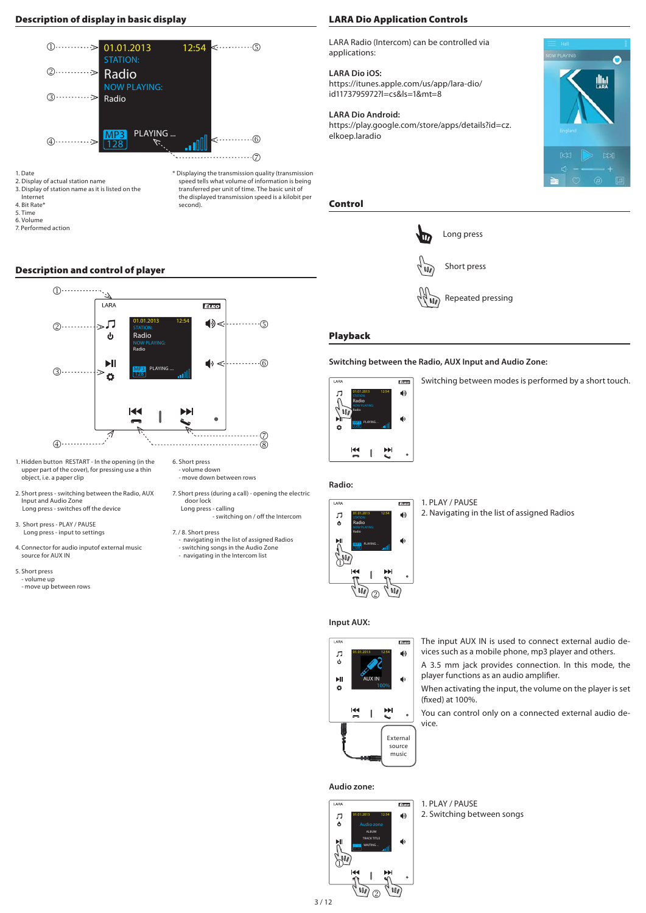## Description of display in basic display

1. Date
2. Display of actual station name
3. Display of station name as it is listed on the Internet
4. Bit Rate*
5. Time
6. Volume
7. Performed action

* Displaying the transmission quality (transmission speed tells what volume of information is being transferred per unit of time. The basic unit of the displayed transmission speed is a kilobit per second).

## Description and control of player

1. Hidden button RESTART - In the opening (in the upper part of the cover), for pressing use a thin object, i.e. a paper clip
2. Short press - switching between the Radio, AUX Input and Audio Zone
   Long press - switches off the device
3. Short press - PLAY / PAUSE
   Long press - input to settings
4. Connector for audio inputof external music source for AUX IN
5. Short press
   - volume up
   - move up between rows
6. Short press
   - volume down
   - move down between rows
7. Short press (during a call) - opening the electric door lock
   Long press - calling
   - switching on / off the Intercom

7. / 8. Short press
   - navigating in the list of assigned Radios
   - switching songs in the Audio Zone
   - navigating in the Intercom list

## LARA Dio Application Controls

LARA Radio (Intercom) can be controlled via applications:

**LARA Dio iOS:**
https://itunes.apple.com/us/app/lara-dio/id1173795972?l=cs&ls=1&mt=8

**LARA Dio Android:**
https://play.google.com/store/apps/details?id=cz.elkoep.laradio

## Control

- Long press
- Short press
- Repeated pressing

## Playback

### Switching between the Radio, AUX Input and Audio Zone:

Switching between modes is performed by a short touch.

### Radio:

1. PLAY / PAUSE
2. Navigating in the list of assigned Radios

### Input AUX:

The input AUX IN is used to connect external audio devices such as a mobile phone, mp3 player and others.

A 3.5 mm jack provides connection. In this mode, the player functions as an audio amplifier.

When activating the input, the volume on the player is set (fixed) at 100%.

You can control only on a connected external audio device.

### Audio zone:

1. PLAY / PAUSE
2. Switching between songs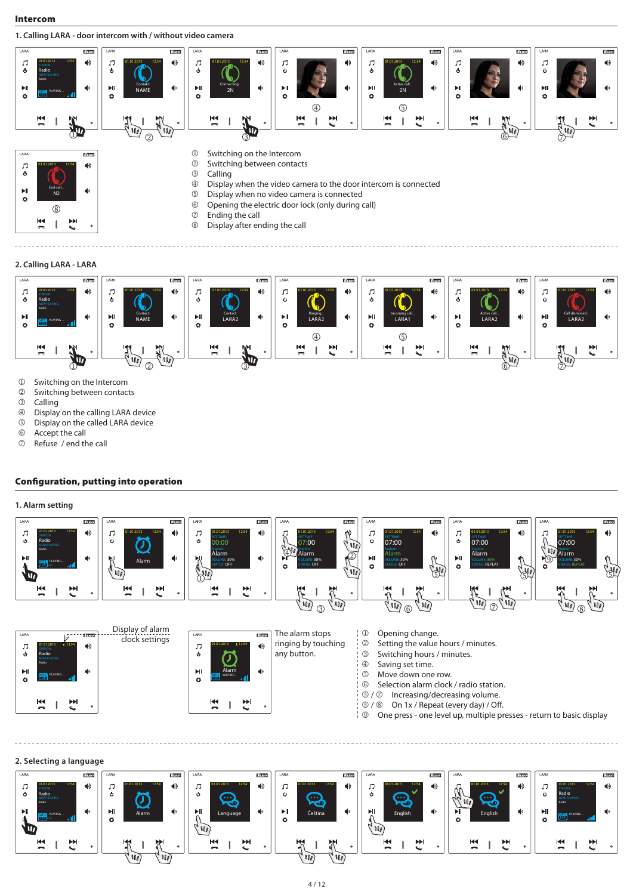## Intercom

### 1. Calling LARA - door intercom with / without video camera

① Switching on the Intercom
② Switching between contacts
③ Calling
④ Display when the video camera to the door intercom is connected
⑤ Display when no video camera is connected
⑥ Opening the electric door lock (only during call)
⑦ Ending the call
⑧ Display after ending the call

### 2. Calling LARA - LARA

① Switching on the Intercom
② Switching between contacts
③ Calling
④ Display on the calling LARA device
⑤ Display on the called LARA device
⑥ Accept the call
⑦ Refuse / end the call

## Configuration, putting into operation

### 1. Alarm setting

Display of alarm clock settings

The alarm stops ringing by touching any button.

① Opening change.
② Setting the value hours / minutes.
③ Switching hours / minutes.
④ Saving set time.
⑤ Move down one row.
⑥ Selection alarm clock / radio station.
⑤ / ⑦ Increasing/decreasing volume.
⑤ / ⑧ On 1x / Repeat (every day) / Off.
⑨ One press - one level up, multiple presses - return to basic display

### 2. Selecting a language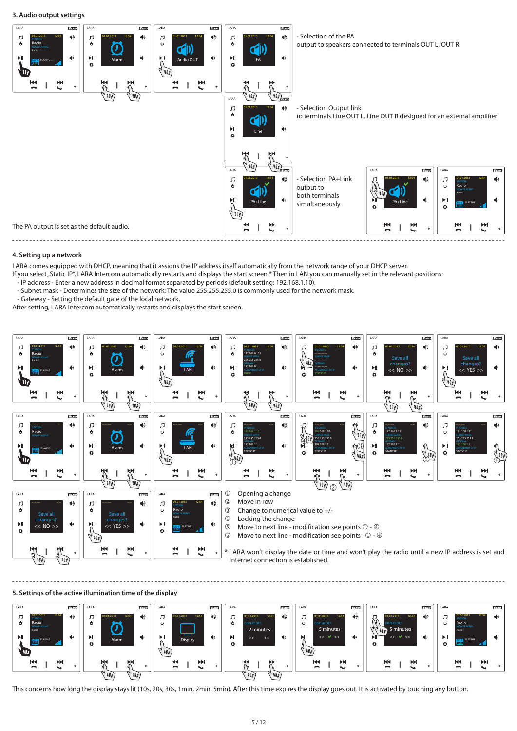### 3. Audio output settings

- Selection of the PA output to speakers connected to terminals OUT L, OUT R

- Selection Output link to terminals Line OUT L, Line OUT R designed for an external amplifier

- Selection PA+Link output to both terminals simultaneously

The PA output is set as the default audio.

### 4. Setting up a network

LARA comes equipped with DHCP, meaning that it assigns the IP address itself automatically from the network range of your DHCP server.
If you select „Static IP", LARA Intercom automatically restarts and displays the start screen.* Then in LAN you can manually set in the relevant positions:
- IP address - Enter a new address in decimal format separated by periods (default setting: 192.168.1.10).
- Subnet mask - Determines the size of the network: The value 255.255.255.0 is commonly used for the network mask.
- Gateway - Setting the default gate of the local network.

After setting, LARA Intercom automatically restarts and displays the start screen.

① Opening a change
② Move in row
③ Change to numerical value to +/-
④ Locking the change
⑤ Move to next line - modification see points ① - ④
⑥ Move to next line - modification see points ① - ④

* LARA won't display the date or time and won't play the radio until a new IP address is set and Internet connection is established.

### 5. Settings of the active illumination time of the display

This concerns how long the display stays lit (10s, 20s, 30s, 1min, 2min, 5min). After this time expires the display goes out. It is activated by touching any button.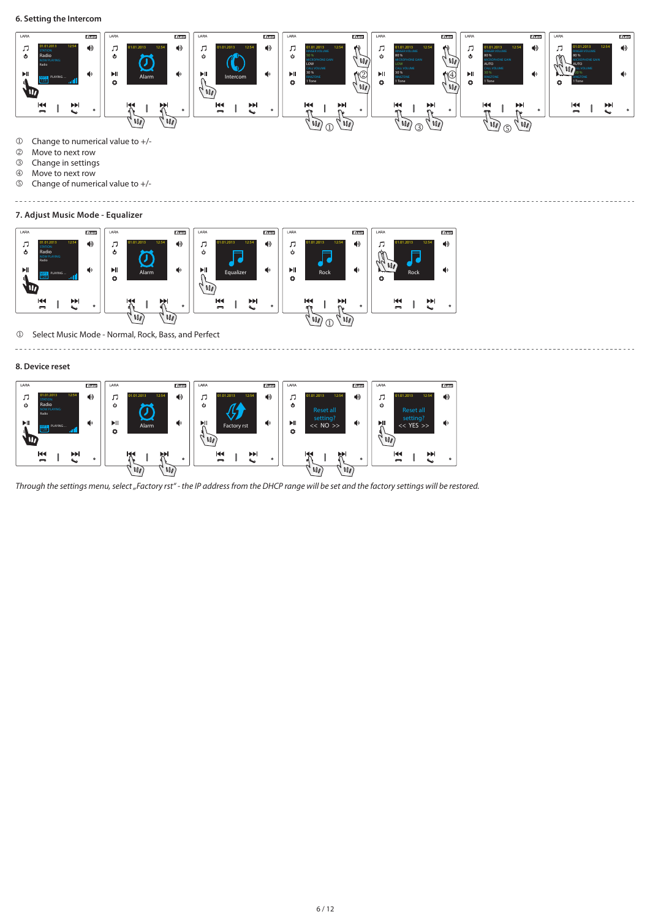## 6. Setting the Intercom

① Change to numerical value to +/-
② Move to next row
③ Change in settings
④ Move to next row
⑤ Change of numerical value to +/-

## 7. Adjust Music Mode - Equalizer

① Select Music Mode - Normal, Rock, Bass, and Perfect

## 8. Device reset

*Through the settings menu, select „Factory rst" - the IP address from the DHCP range will be set and the factory settings will be restored.*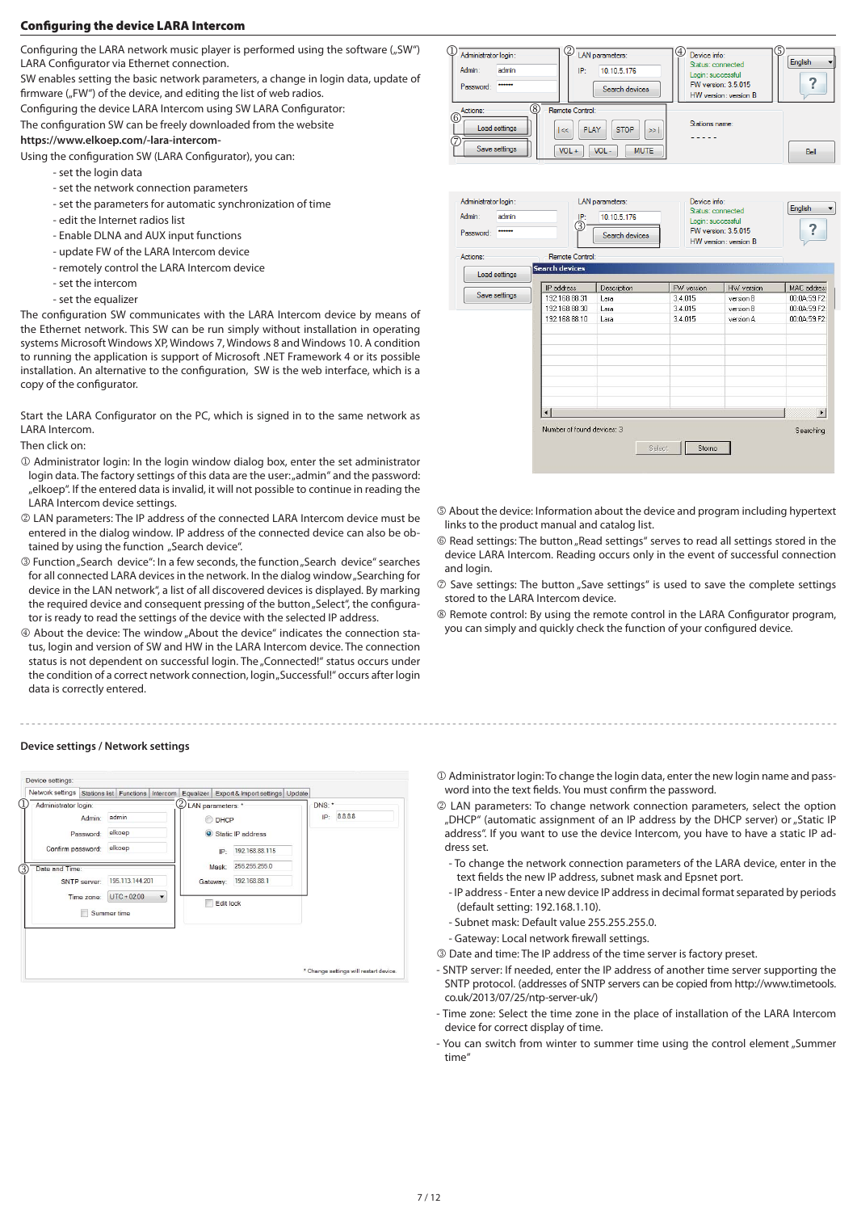## Configuring the device LARA Intercom

Configuring the LARA network music player is performed using the software („SW") LARA Configurator via Ethernet connection.
SW enables setting the basic network parameters, a change in login data, update of firmware („FW") of the device, and editing the list of web radios.
Configuring the device LARA Intercom using SW LARA Configurator:
The configuration SW can be freely downloaded from the website
**https://www.elkoep.com/-lara-intercom-**
Using the configuration SW (LARA Configurator), you can:

- set the login data
- set the network connection parameters
- set the parameters for automatic synchronization of time
- edit the Internet radios list
- Enable DLNA and AUX input functions
- update FW of the LARA Intercom device
- remotely control the LARA Intercom device
- set the intercom
- set the equalizer

The configuration SW communicates with the LARA Intercom device by means of the Ethernet network. This SW can be run simply without installation in operating systems Microsoft Windows XP, Windows 7, Windows 8 and Windows 10. A condition to running the application is support of Microsoft .NET Framework 4 or its possible installation. An alternative to the configuration, SW is the web interface, which is a copy of the configurator.

Start the LARA Configurator on the PC, which is signed in to the same network as LARA Intercom.
Then click on:

① Administrator login: In the login window dialog box, enter the set administrator login data. The factory settings of this data are the user: „admin" and the password: „elkoep". If the entered data is invalid, it will not possible to continue in reading the LARA Intercom device settings.

② LAN parameters: The IP address of the connected LARA Intercom device must be entered in the dialog window. IP address of the connected device can also be obtained by using the function „Search device".

③ Function „Search device": In a few seconds, the function „Search device" searches for all connected LARA devices in the network. In the dialog window „Searching for device in the LAN network", a list of all discovered devices is displayed. By marking the required device and consequent pressing of the button „Select", the configurator is ready to read the settings of the device with the selected IP address.

④ About the device: The window „About the device" indicates the connection status, login and version of SW and HW in the LARA Intercom device. The connection status is not dependent on successful login. The „Connected!" status occurs under the condition of a correct network connection, login „Successful!" occurs after login data is correctly entered.

⑤ About the device: Information about the device and program including hypertext links to the product manual and catalog list.

⑥ Read settings: The button „Read settings" serves to read all settings stored in the device LARA Intercom. Reading occurs only in the event of successful connection and login.

⑦ Save settings: The button „Save settings" is used to save the complete settings stored to the LARA Intercom device.

⑧ Remote control: By using the remote control in the LARA Configurator program, you can simply and quickly check the function of your configured device.

---

### Device settings / Network settings

① Administrator login: To change the login data, enter the new login name and password into the text fields. You must confirm the password.

② LAN parameters: To change network connection parameters, select the option „DHCP" (automatic assignment of an IP address by the DHCP server) or „Static IP address". If you want to use the device Intercom, you have to have a static IP address set.

- To change the network connection parameters of the LARA device, enter in the text fields the new IP address, subnet mask and Epsnet port.
- IP address - Enter a new device IP address in decimal format separated by periods (default setting: 192.168.1.10).
- Subnet mask: Default value 255.255.255.0.
- Gateway: Local network firewall settings.

③ Date and time: The IP address of the time server is factory preset.

- SNTP server: If needed, enter the IP address of another time server supporting the SNTP protocol. (addresses of SNTP servers can be copied from http://www.timetools.co.uk/2013/07/25/ntp-server-uk/)
- Time zone: Select the time zone in the place of installation of the LARA Intercom device for correct display of time.
- You can switch from winter to summer time using the control element „Summer time"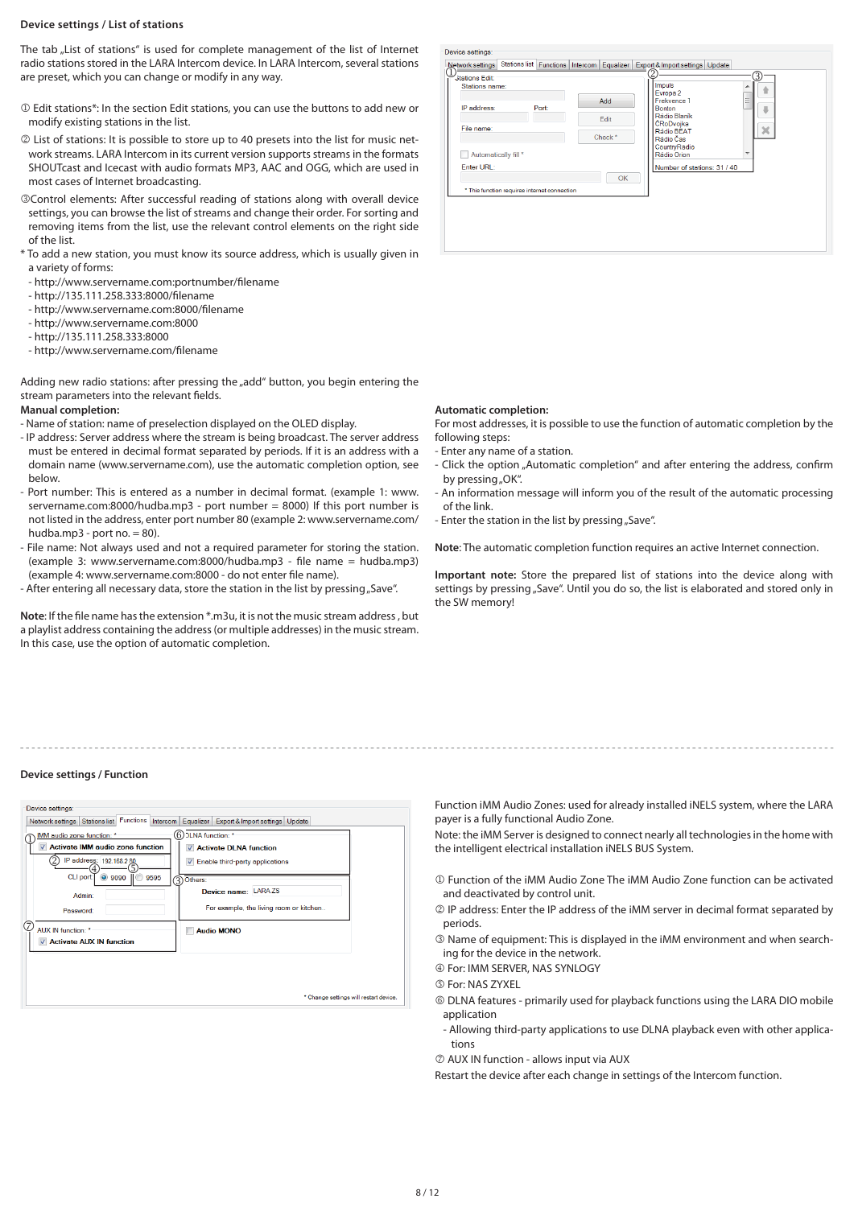## Device settings / List of stations

The tab „List of stations" is used for complete management of the list of Internet radio stations stored in the LARA Intercom device. In LARA Intercom, several stations are preset, which you can change or modify in any way.

① Edit stations*: In the section Edit stations, you can use the buttons to add new or modify existing stations in the list.

② List of stations: It is possible to store up to 40 presets into the list for music network streams. LARA Intercom in its current version supports streams in the formats SHOUTcast and Icecast with audio formats MP3, AAC and OGG, which are used in most cases of Internet broadcasting.

③Control elements: After successful reading of stations along with overall device settings, you can browse the list of streams and change their order. For sorting and removing items from the list, use the relevant control elements on the right side of the list.

* To add a new station, you must know its source address, which is usually given in a variety of forms:
- http://www.servername.com:portnumber/filename
- http://135.111.258.333:8000/filename
- http://www.servername.com:8000/filename
- http://www.servername.com:8000
- http://135.111.258.333:8000
- http://www.servername.com/filename

Adding new radio stations: after pressing the „add" button, you begin entering the stream parameters into the relevant fields.

**Manual completion:**
- Name of station: name of preselection displayed on the OLED display.
- IP address: Server address where the stream is being broadcast. The server address must be entered in decimal format separated by periods. If it is an address with a domain name (www.servername.com), use the automatic completion option, see below.
- Port number: This is entered as a number in decimal format. (example 1: www.servername.com:8000/hudba.mp3 - port number = 8000) If this port number is not listed in the address, enter port number 80 (example 2: www.servername.com/hudba.mp3 - port no. = 80).
- File name: Not always used and not a required parameter for storing the station. (example 3: www.servername.com:8000/hudba.mp3 - file name = hudba.mp3) (example 4: www.servername.com:8000 - do not enter file name).
- After entering all necessary data, store the station in the list by pressing „Save".

**Note**: If the file name has the extension *.m3u, it is not the music stream address , but a playlist address containing the address (or multiple addresses) in the music stream. In this case, use the option of automatic completion.

**Automatic completion:**
For most addresses, it is possible to use the function of automatic completion by the following steps:
- Enter any name of a station.
- Click the option „Automatic completion" and after entering the address, confirm by pressing „OK".
- An information message will inform you of the result of the automatic processing of the link.
- Enter the station in the list by pressing „Save".

**Note**: The automatic completion function requires an active Internet connection.

**Important note:** Store the prepared list of stations into the device along with settings by pressing „Save". Until you do so, the list is elaborated and stored only in the SW memory!

## Device settings / Function

Function iMM Audio Zones: used for already installed iNELS system, where the LARA payer is a fully functional Audio Zone.

Note: the iMM Server is designed to connect nearly all technologies in the home with the intelligent electrical installation iNELS BUS System.

① Function of the iMM Audio Zone The iMM Audio Zone function can be activated and deactivated by control unit.

② IP address: Enter the IP address of the iMM server in decimal format separated by periods.

③ Name of equipment: This is displayed in the iMM environment and when searching for the device in the network.

④ For: IMM SERVER, NAS SYNLOGY

⑤ For: NAS ZYXEL

⑥ DLNA features - primarily used for playback functions using the LARA DIO mobile application
- Allowing third-party applications to use DLNA playback even with other applications

⑦ AUX IN function - allows input via AUX

Restart the device after each change in settings of the Intercom function.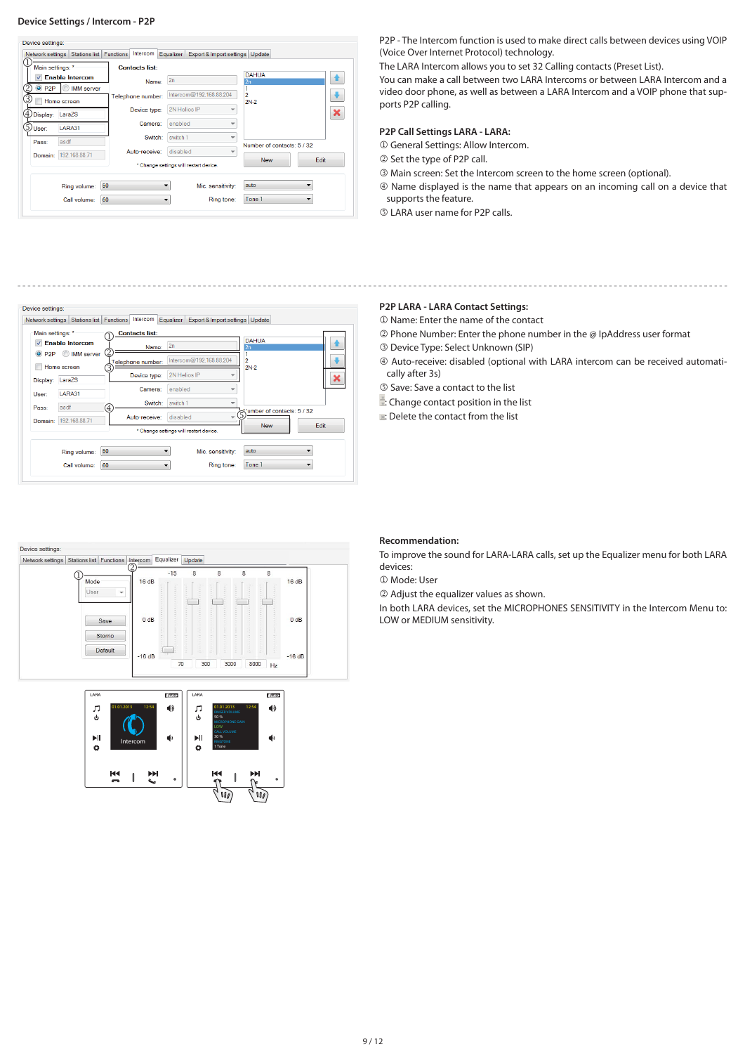## Device Settings / Intercom - P2P

P2P - The Intercom function is used to make direct calls between devices using VOIP (Voice Over Internet Protocol) technology.

The LARA Intercom allows you to set 32 Calling contacts (Preset List).

You can make a call between two LARA Intercoms or between LARA Intercom and a video door phone, as well as between a LARA Intercom and a VOIP phone that supports P2P calling.

### P2P Call Settings LARA - LARA:

① General Settings: Allow Intercom.
② Set the type of P2P call.
③ Main screen: Set the Intercom screen to the home screen (optional).
④ Name displayed is the name that appears on an incoming call on a device that supports the feature.
⑤ LARA user name for P2P calls.

### P2P LARA - LARA Contact Settings:

① Name: Enter the name of the contact
② Phone Number: Enter the phone number in the @ IpAddress user format
③ Device Type: Select Unknown (SIP)
④ Auto-receive: disabled (optional with LARA intercom can be received automatically after 3s)
⑤ Save: Save a contact to the list
: Change contact position in the list
: Delete the contact from the list

### Recommendation:

To improve the sound for LARA-LARA calls, set up the Equalizer menu for both LARA devices:

① Mode: User
② Adjust the equalizer values as shown.

In both LARA devices, set the MICROPHONES SENSITIVITY in the Intercom Menu to: LOW or MEDIUM sensitivity.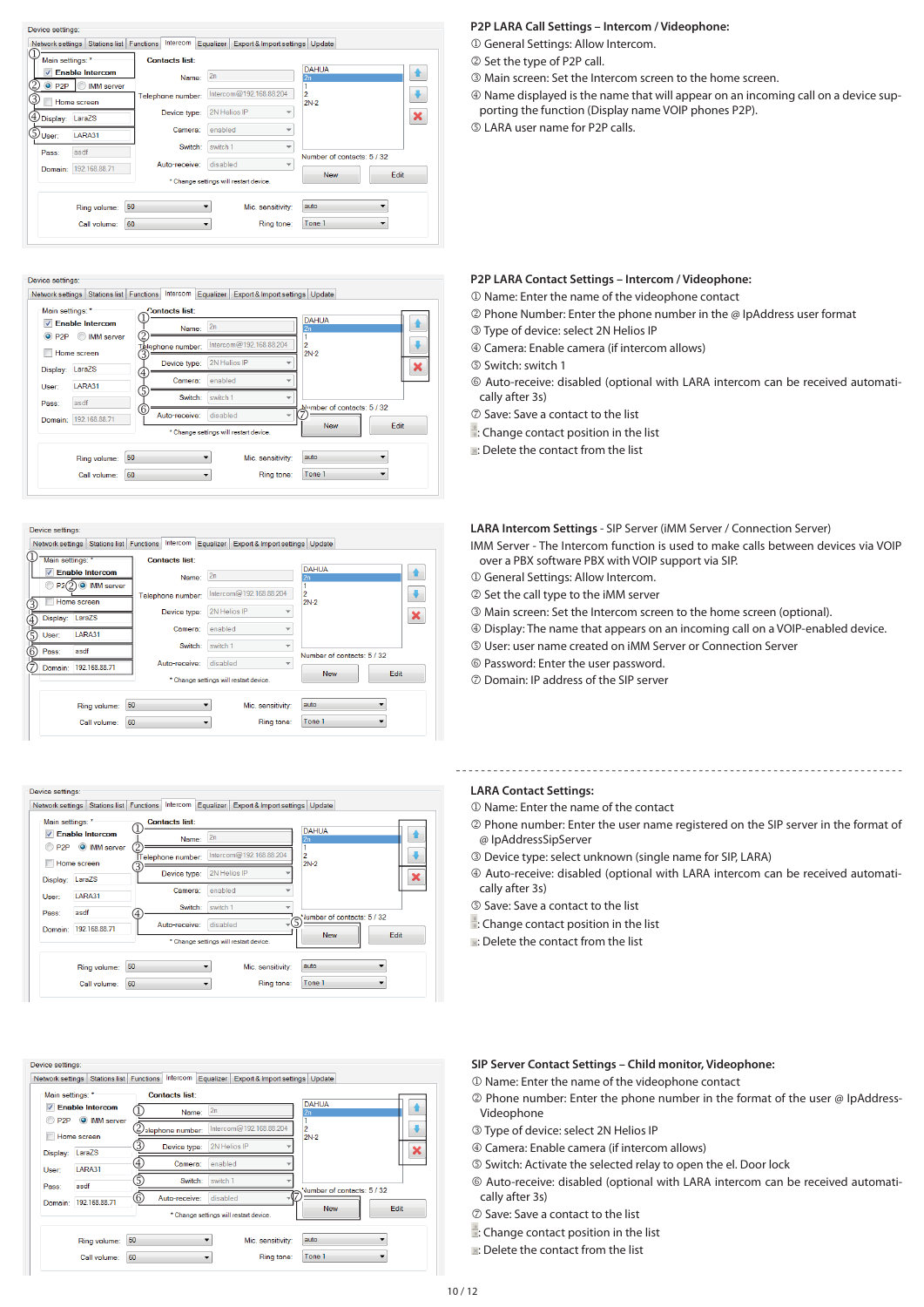## P2P LARA Call Settings – Intercom / Videophone:

① General Settings: Allow Intercom.
② Set the type of P2P call.
③ Main screen: Set the Intercom screen to the home screen.
④ Name displayed is the name that will appear on an incoming call on a device supporting the function (Display name VOIP phones P2P).
⑤ LARA user name for P2P calls.

## P2P LARA Contact Settings – Intercom / Videophone:

① Name: Enter the name of the videophone contact
② Phone Number: Enter the phone number in the @ IpAddress user format
③ Type of device: select 2N Helios IP
④ Camera: Enable camera (if intercom allows)
⑤ Switch: switch 1
⑥ Auto-receive: disabled (optional with LARA intercom can be received automatically after 3s)
⑦ Save: Save a contact to the list
: Change contact position in the list
: Delete the contact from the list

## LARA Intercom Settings - SIP Server (iMM Server / Connection Server)

IMM Server - The Intercom function is used to make calls between devices via VOIP over a PBX software PBX with VOIP support via SIP.

① General Settings: Allow Intercom.
② Set the call type to the iMM server
③ Main screen: Set the Intercom screen to the home screen (optional).
④ Display: The name that appears on an incoming call on a VOIP-enabled device.
⑤ User: user name created on iMM Server or Connection Server
⑥ Password: Enter the user password.
⑦ Domain: IP address of the SIP server

## LARA Contact Settings:

① Name: Enter the name of the contact
② Phone number: Enter the user name registered on the SIP server in the format of @ IpAddressSipServer
③ Device type: select unknown (single name for SIP, LARA)
④ Auto-receive: disabled (optional with LARA intercom can be received automatically after 3s)
⑤ Save: Save a contact to the list
: Change contact position in the list
: Delete the contact from the list

## SIP Server Contact Settings – Child monitor, Videophone:

① Name: Enter the name of the videophone contact
② Phone number: Enter the phone number in the format of the user @ IpAddress-Videophone
③ Type of device: select 2N Helios IP
④ Camera: Enable camera (if intercom allows)
⑤ Switch: Activate the selected relay to open the el. Door lock
⑥ Auto-receive: disabled (optional with LARA intercom can be received automatically after 3s)
⑦ Save: Save a contact to the list
: Change contact position in the list
: Delete the contact from the list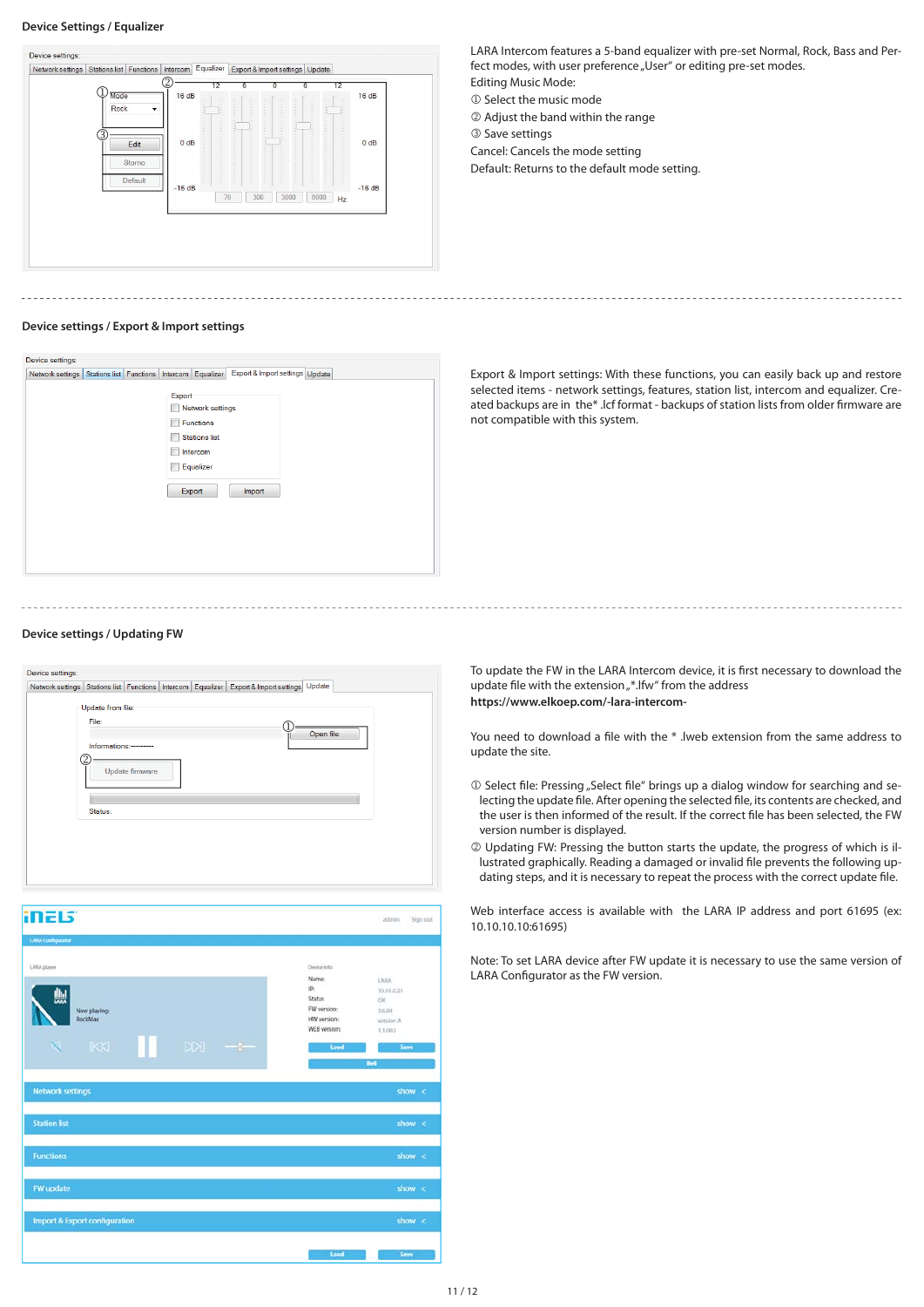## Device Settings / Equalizer

LARA Intercom features a 5-band equalizer with pre-set Normal, Rock, Bass and Perfect modes, with user preference „User" or editing pre-set modes.

Editing Music Mode:

① Select the music mode

② Adjust the band within the range

③ Save settings

Cancel: Cancels the mode setting

Default: Returns to the default mode setting.

## Device settings / Export & Import settings

Export & Import settings: With these functions, you can easily back up and restore selected items - network settings, features, station list, intercom and equalizer. Created backups are in the* .lcf format - backups of station lists from older firmware are not compatible with this system.

## Device settings / Updating FW

To update the FW in the LARA Intercom device, it is first necessary to download the update file with the extension „*.lfw" from the address **https://www.elkoep.com/-lara-intercom-**

You need to download a file with the * .lweb extension from the same address to update the site.

① Select file: Pressing „Select file" brings up a dialog window for searching and selecting the update file. After opening the selected file, its contents are checked, and the user is then informed of the result. If the correct file has been selected, the FW version number is displayed.

② Updating FW: Pressing the button starts the update, the progress of which is illustrated graphically. Reading a damaged or invalid file prevents the following updating steps, and it is necessary to repeat the process with the correct update file.

Web interface access is available with the LARA IP address and port 61695 (ex: 10.10.10.10:61695)

Note: To set LARA device after FW update it is necessary to use the same version of LARA Configurator as the FW version.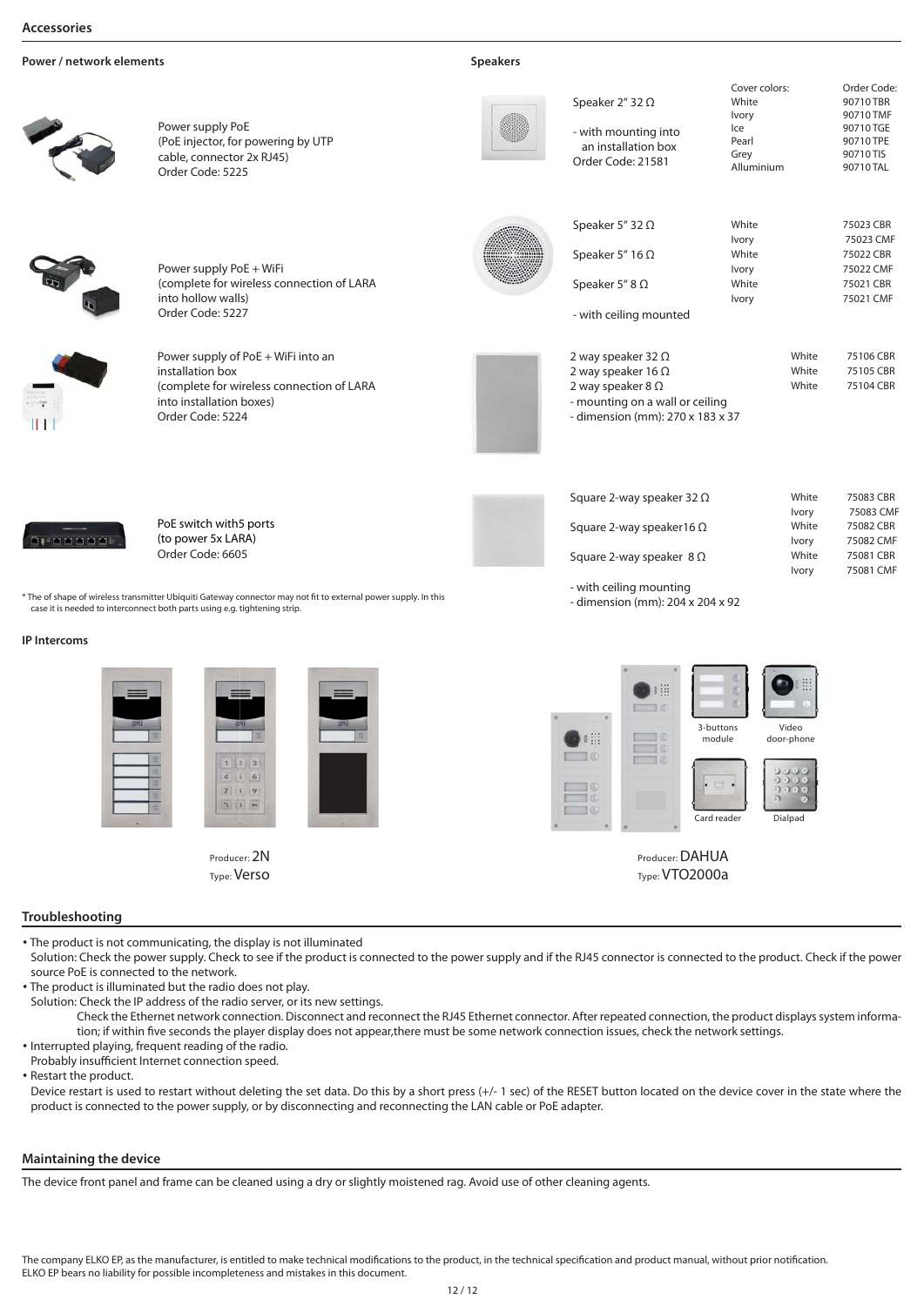## Accessories

### Power / network elements

Power supply PoE
(PoE injector, for powering by UTP cable, connector 2x RJ45)
Order Code: 5225

Power supply PoE + WiFi
(complete for wireless connection of LARA into hollow walls)
Order Code: 5227

Power supply of PoE + WiFi into an installation box
(complete for wireless connection of LARA into installation boxes)
Order Code: 5224

PoE switch with5 ports
(to power 5x LARA)
Order Code: 6605

* The of shape of wireless transmitter Ubiquiti Gateway connector may not fit to external power supply. In this case it is needed to interconnect both parts using e.g. tightening strip.

### Speakers

Speaker 2" 32 Ω
- with mounting into an installation box
Order Code: 21581

| Cover colors: | Order Code: |
|---|---|
| White | 90710 TBR |
| Ivory | 90710 TMF |
| Ice | 90710 TGE |
| Pearl | 90710 TPE |
| Grey | 90710 TIS |
| Alluminium | 90710 TAL |

| | | |
|---|---|---|
| Speaker 5" 32 Ω | White | 75023 CBR |
| | Ivory | 75023 CMF |
| Speaker 5" 16 Ω | White | 75022 CBR |
| | Ivory | 75022 CMF |
| Speaker 5" 8 Ω | White | 75021 CBR |
| | Ivory | 75021 CMF |

- with ceiling mounted

| | | |
|---|---|---|
| 2 way speaker 32 Ω | White | 75106 CBR |
| 2 way speaker 16 Ω | White | 75105 CBR |
| 2 way speaker 8 Ω | White | 75104 CBR |

- mounting on a wall or ceiling
- dimension (mm): 270 x 183 x 37

| | | |
|---|---|---|
| Square 2-way speaker 32 Ω | White | 75083 CBR |
| | Ivory | 75083 CMF |
| Square 2-way speaker16 Ω | White | 75082 CBR |
| | Ivory | 75082 CMF |
| Square 2-way speaker 8 Ω | White | 75081 CBR |
| | Ivory | 75081 CMF |

- with ceiling mounting
- dimension (mm): 204 x 204 x 92

### IP Intercoms

Producer: 2N
Type: Verso

3-buttons module
Video door-phone
Card reader
Dialpad

Producer: DAHUA
Type: VTO2000a

## Troubleshooting

- The product is not communicating, the display is not illuminated
  Solution: Check the power supply. Check to see if the product is connected to the power supply and if the RJ45 connector is connected to the product. Check if the power source PoE is connected to the network.
- The product is illuminated but the radio does not play.
  Solution: Check the IP address of the radio server, or its new settings.
  Check the Ethernet network connection. Disconnect and reconnect the RJ45 Ethernet connector. After repeated connection, the product displays system information; if within five seconds the player display does not appear,there must be some network connection issues, check the network settings.
- Interrupted playing, frequent reading of the radio.
  Probably insufficient Internet connection speed.
- Restart the product.
  Device restart is used to restart without deleting the set data. Do this by a short press (+/- 1 sec) of the RESET button located on the device cover in the state where the product is connected to the power supply, or by disconnecting and reconnecting the LAN cable or PoE adapter.

## Maintaining the device

The device front panel and frame can be cleaned using a dry or slightly moistened rag. Avoid use of other cleaning agents.

The company ELKO EP, as the manufacturer, is entitled to make technical modifications to the product, in the technical specification and product manual, without prior notification.
ELKO EP bears no liability for possible incompleteness and mistakes in this document.